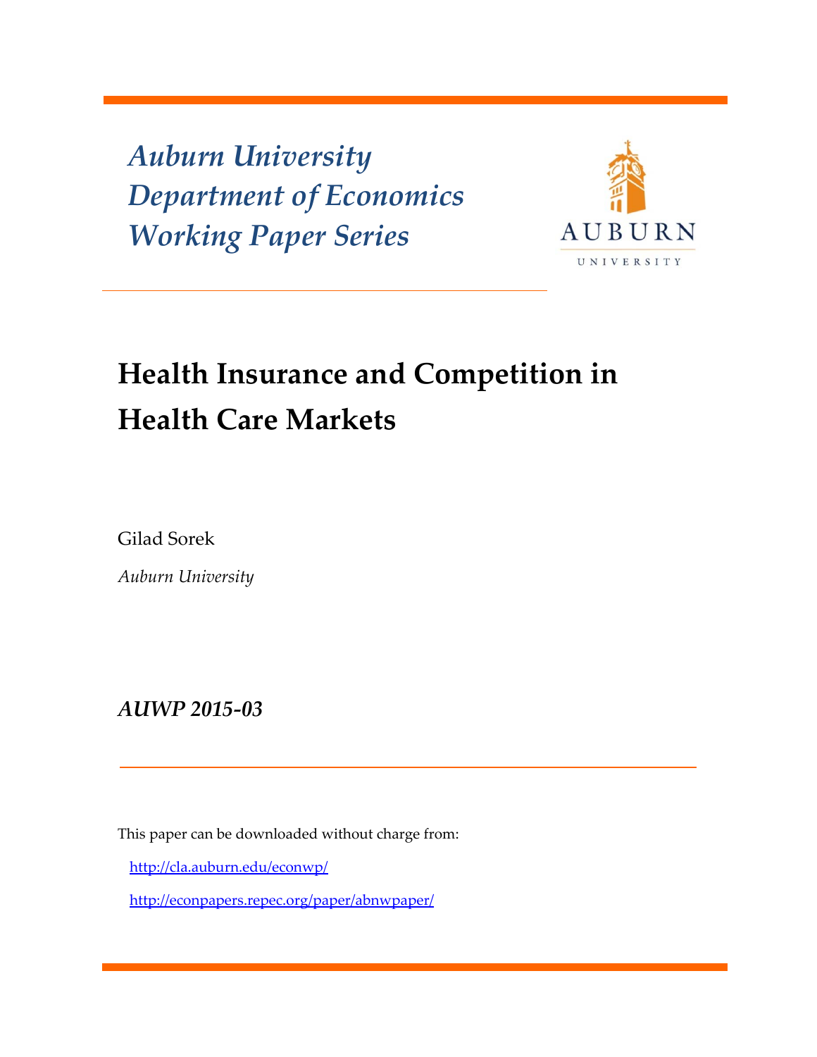*Auburn University*
*Department of Economics*
*Working Paper Series*

# Health Insurance and Competition in Health Care Markets

Gilad Sorek

*Auburn University*

***AUWP 2015-03***

This paper can be downloaded without charge from:

http://cla.auburn.edu/econwp/

http://econpapers.repec.org/paper/abnwpaper/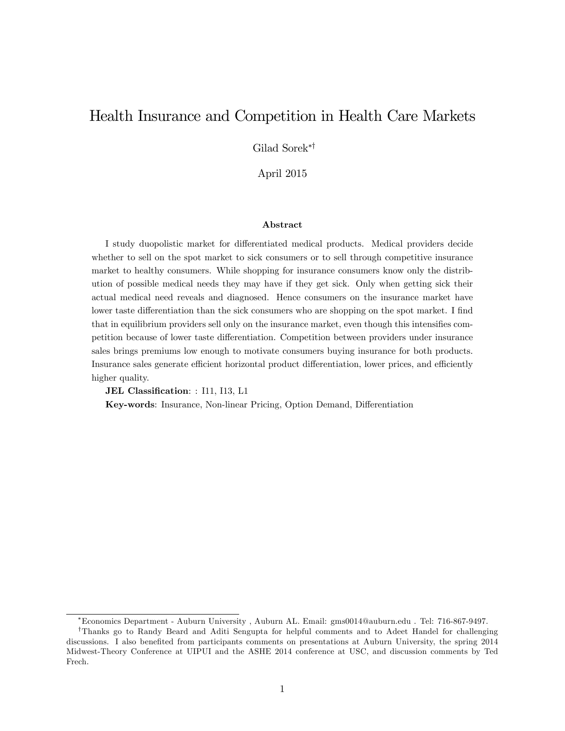# Health Insurance and Competition in Health Care Markets

Gilad Sorek[*][†]

April 2015

### Abstract

I study duopolistic market for differentiated medical products. Medical providers decide whether to sell on the spot market to sick consumers or to sell through competitive insurance market to healthy consumers. While shopping for insurance consumers know only the distribution of possible medical needs they may have if they get sick. Only when getting sick their actual medical need reveals and diagnosed. Hence consumers on the insurance market have lower taste differentiation than the sick consumers who are shopping on the spot market. I find that in equilibrium providers sell only on the insurance market, even though this intensifies competition because of lower taste differentiation. Competition between providers under insurance sales brings premiums low enough to motivate consumers buying insurance for both products. Insurance sales generate efficient horizontal product differentiation, lower prices, and efficiently higher quality.

**JEL Classification**: : I11, I13, L1

**Key-words**: Insurance, Non-linear Pricing, Option Demand, Differentiation

---

[*] Economics Department - Auburn University , Auburn AL. Email: gms0014@auburn.edu . Tel: 716-867-9497.

[†] Thanks go to Randy Beard and Aditi Sengupta for helpful comments and to Adeet Handel for challenging discussions. I also benefited from participants comments on presentations at Auburn University, the spring 2014 Midwest-Theory Conference at UIPUI and the ASHE 2014 conference at USC, and discussion comments by Ted Frech.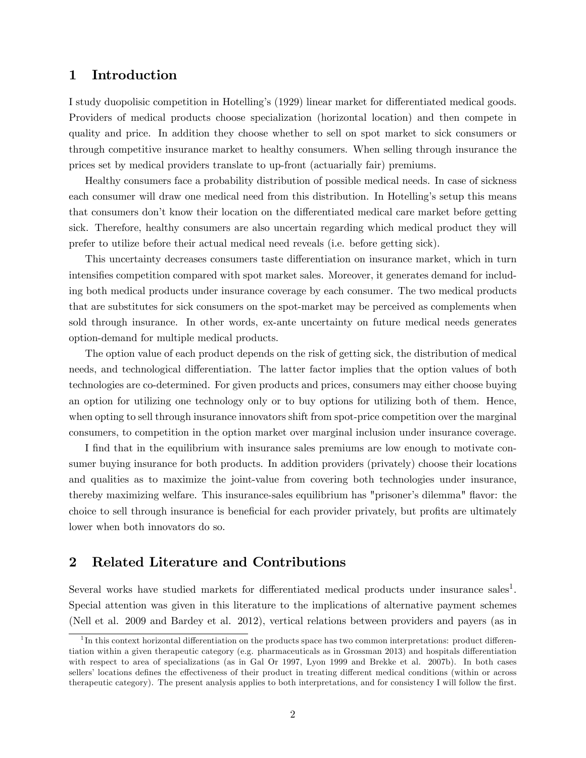## 1 Introduction

I study duopolisic competition in Hotelling's (1929) linear market for differentiated medical goods. Providers of medical products choose specialization (horizontal location) and then compete in quality and price. In addition they choose whether to sell on spot market to sick consumers or through competitive insurance market to healthy consumers. When selling through insurance the prices set by medical providers translate to up-front (actuarially fair) premiums.

Healthy consumers face a probability distribution of possible medical needs. In case of sickness each consumer will draw one medical need from this distribution. In Hotelling's setup this means that consumers don't know their location on the differentiated medical care market before getting sick. Therefore, healthy consumers are also uncertain regarding which medical product they will prefer to utilize before their actual medical need reveals (i.e. before getting sick).

This uncertainty decreases consumers taste differentiation on insurance market, which in turn intensifies competition compared with spot market sales. Moreover, it generates demand for including both medical products under insurance coverage by each consumer. The two medical products that are substitutes for sick consumers on the spot-market may be perceived as complements when sold through insurance. In other words, ex-ante uncertainty on future medical needs generates option-demand for multiple medical products.

The option value of each product depends on the risk of getting sick, the distribution of medical needs, and technological differentiation. The latter factor implies that the option values of both technologies are co-determined. For given products and prices, consumers may either choose buying an option for utilizing one technology only or to buy options for utilizing both of them. Hence, when opting to sell through insurance innovators shift from spot-price competition over the marginal consumers, to competition in the option market over marginal inclusion under insurance coverage.

I find that in the equilibrium with insurance sales premiums are low enough to motivate consumer buying insurance for both products. In addition providers (privately) choose their locations and qualities as to maximize the joint-value from covering both technologies under insurance, thereby maximizing welfare. This insurance-sales equilibrium has "prisoner's dilemma" flavor: the choice to sell through insurance is beneficial for each provider privately, but profits are ultimately lower when both innovators do so.

## 2 Related Literature and Contributions

Several works have studied markets for differentiated medical products under insurance sales[1]. Special attention was given in this literature to the implications of alternative payment schemes (Nell et al. 2009 and Bardey et al. 2012), vertical relations between providers and payers (as in

[1] In this context horizontal differentiation on the products space has two common interpretations: product differentiation within a given therapeutic category (e.g. pharmaceuticals as in Grossman 2013) and hospitals differentiation with respect to area of specializations (as in Gal Or 1997, Lyon 1999 and Brekke et al. 2007b). In both cases sellers' locations defines the effectiveness of their product in treating different medical conditions (within or across therapeutic category). The present analysis applies to both interpretations, and for consistency I will follow the first.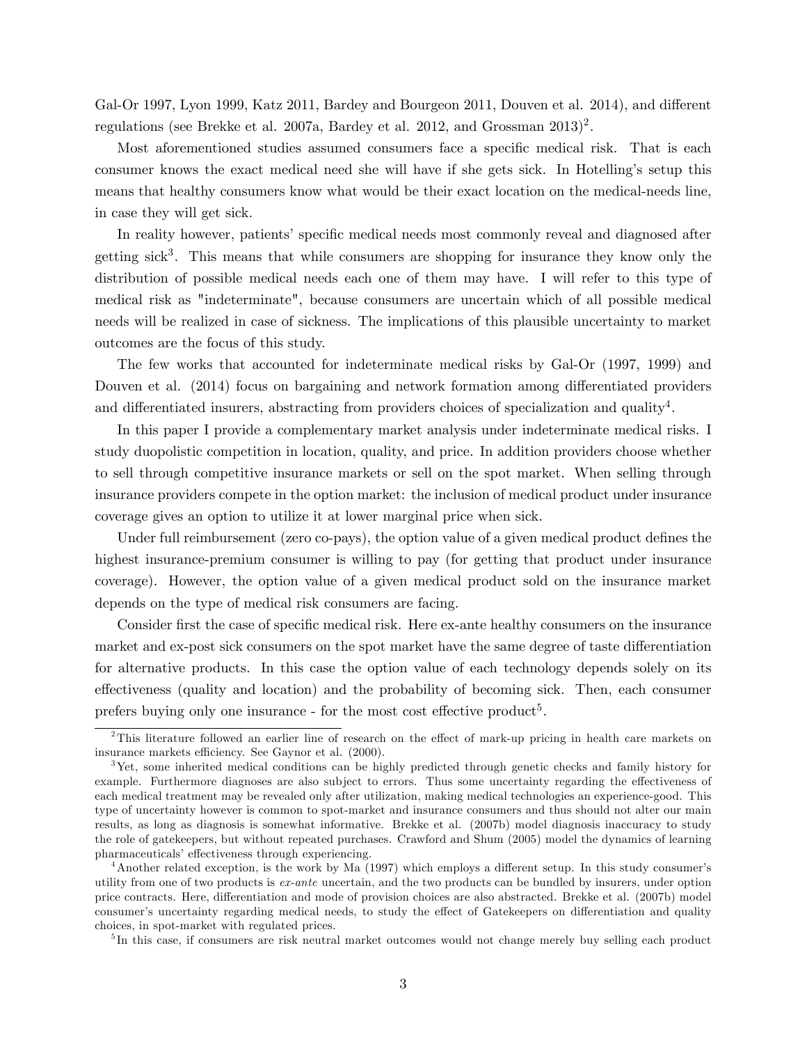Gal-Or 1997, Lyon 1999, Katz 2011, Bardey and Bourgeon 2011, Douven et al. 2014), and different regulations (see Brekke et al. 2007a, Bardey et al. 2012, and Grossman 2013)[2].

Most aforementioned studies assumed consumers face a specific medical risk. That is each consumer knows the exact medical need she will have if she gets sick. In Hotelling's setup this means that healthy consumers know what would be their exact location on the medical-needs line, in case they will get sick.

In reality however, patients' specific medical needs most commonly reveal and diagnosed after getting sick[3]. This means that while consumers are shopping for insurance they know only the distribution of possible medical needs each one of them may have. I will refer to this type of medical risk as "indeterminate", because consumers are uncertain which of all possible medical needs will be realized in case of sickness. The implications of this plausible uncertainty to market outcomes are the focus of this study.

The few works that accounted for indeterminate medical risks by Gal-Or (1997, 1999) and Douven et al. (2014) focus on bargaining and network formation among differentiated providers and differentiated insurers, abstracting from providers choices of specialization and quality[4].

In this paper I provide a complementary market analysis under indeterminate medical risks. I study duopolistic competition in location, quality, and price. In addition providers choose whether to sell through competitive insurance markets or sell on the spot market. When selling through insurance providers compete in the option market: the inclusion of medical product under insurance coverage gives an option to utilize it at lower marginal price when sick.

Under full reimbursement (zero co-pays), the option value of a given medical product defines the highest insurance-premium consumer is willing to pay (for getting that product under insurance coverage). However, the option value of a given medical product sold on the insurance market depends on the type of medical risk consumers are facing.

Consider first the case of specific medical risk. Here ex-ante healthy consumers on the insurance market and ex-post sick consumers on the spot market have the same degree of taste differentiation for alternative products. In this case the option value of each technology depends solely on its effectiveness (quality and location) and the probability of becoming sick. Then, each consumer prefers buying only one insurance - for the most cost effective product[5].

---

[2] This literature followed an earlier line of research on the effect of mark-up pricing in health care markets on insurance markets efficiency. See Gaynor et al. (2000).

[3] Yet, some inherited medical conditions can be highly predicted through genetic checks and family history for example. Furthermore diagnoses are also subject to errors. Thus some uncertainty regarding the effectiveness of each medical treatment may be revealed only after utilization, making medical technologies an experience-good. This type of uncertainty however is common to spot-market and insurance consumers and thus should not alter our main results, as long as diagnosis is somewhat informative. Brekke et al. (2007b) model medical diagnosis inaccuracy to study the role of gatekeepers, but without repeated purchases. Crawford and Shum (2005) model the dynamics of learning pharmaceuticals' effectiveness through experiencing.

[4] Another related exception, is the work by Ma (1997) which employs a different setup. In this study consumer's utility from one of two products is *ex-ante* uncertain, and the two products can be bundled by insurers, under option price contracts. Here, differentiation and mode of provision choices are also abstracted. Brekke et al. (2007b) model consumer's uncertainty regarding medical needs, to study the effect of Gatekeepers on differentiation and quality choices, in spot-market with regulated prices.

[5] In this case, if consumers are risk neutral market outcomes would not change merely buy selling each product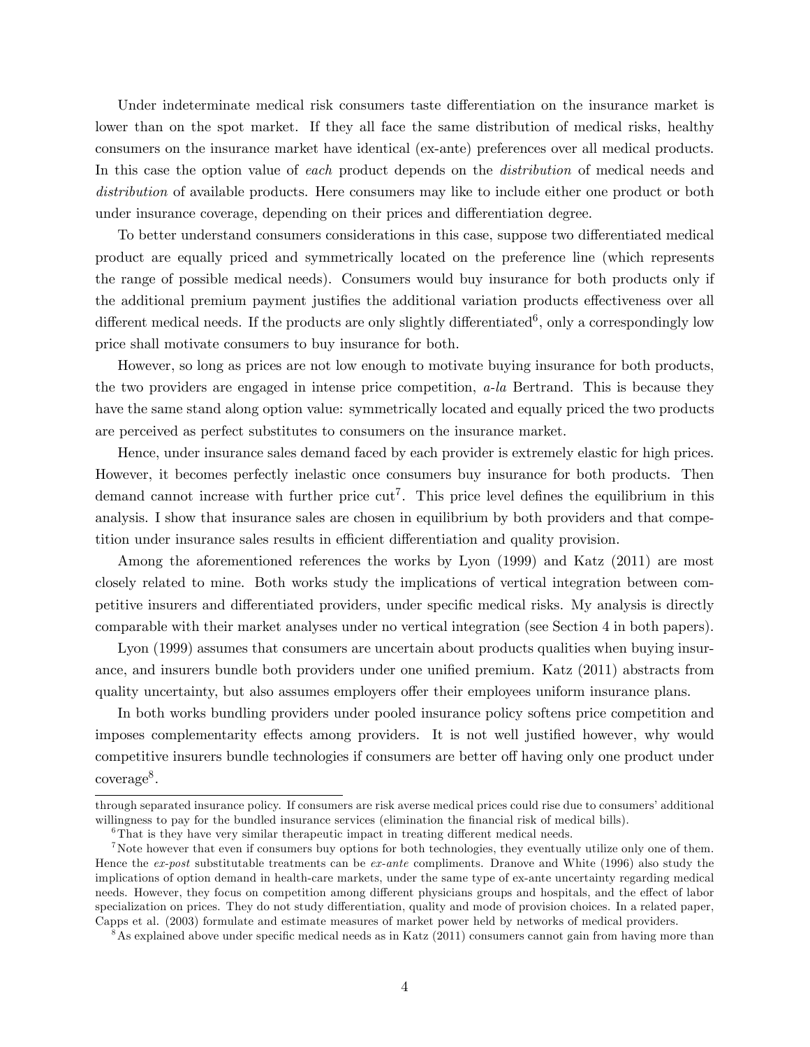Under indeterminate medical risk consumers taste differentiation on the insurance market is lower than on the spot market. If they all face the same distribution of medical risks, healthy consumers on the insurance market have identical (ex-ante) preferences over all medical products. In this case the option value of *each* product depends on the *distribution* of medical needs and *distribution* of available products. Here consumers may like to include either one product or both under insurance coverage, depending on their prices and differentiation degree.

To better understand consumers considerations in this case, suppose two differentiated medical product are equally priced and symmetrically located on the preference line (which represents the range of possible medical needs). Consumers would buy insurance for both products only if the additional premium payment justifies the additional variation products effectiveness over all different medical needs. If the products are only slightly differentiated[6], only a correspondingly low price shall motivate consumers to buy insurance for both.

However, so long as prices are not low enough to motivate buying insurance for both products, the two providers are engaged in intense price competition, *a-la* Bertrand. This is because they have the same stand along option value: symmetrically located and equally priced the two products are perceived as perfect substitutes to consumers on the insurance market.

Hence, under insurance sales demand faced by each provider is extremely elastic for high prices. However, it becomes perfectly inelastic once consumers buy insurance for both products. Then demand cannot increase with further price cut[7]. This price level defines the equilibrium in this analysis. I show that insurance sales are chosen in equilibrium by both providers and that competition under insurance sales results in efficient differentiation and quality provision.

Among the aforementioned references the works by Lyon (1999) and Katz (2011) are most closely related to mine. Both works study the implications of vertical integration between competitive insurers and differentiated providers, under specific medical risks. My analysis is directly comparable with their market analyses under no vertical integration (see Section 4 in both papers).

Lyon (1999) assumes that consumers are uncertain about products qualities when buying insurance, and insurers bundle both providers under one unified premium. Katz (2011) abstracts from quality uncertainty, but also assumes employers offer their employees uniform insurance plans.

In both works bundling providers under pooled insurance policy softens price competition and imposes complementarity effects among providers. It is not well justified however, why would competitive insurers bundle technologies if consumers are better off having only one product under coverage[8].

---

through separated insurance policy. If consumers are risk averse medical prices could rise due to consumers' additional willingness to pay for the bundled insurance services (elimination the financial risk of medical bills).

[6] That is they have very similar therapeutic impact in treating different medical needs.

[7] Note however that even if consumers buy options for both technologies, they eventually utilize only one of them. Hence the *ex-post* substitutable treatments can be *ex-ante* compliments. Dranove and White (1996) also study the implications of option demand in health-care markets, under the same type of ex-ante uncertainty regarding medical needs. However, they focus on competition among different physicians groups and hospitals, and the effect of labor specialization on prices. They do not study differentiation, quality and mode of provision choices. In a related paper, Capps et al. (2003) formulate and estimate measures of market power held by networks of medical providers.

[8] As explained above under specific medical needs as in Katz (2011) consumers cannot gain from having more than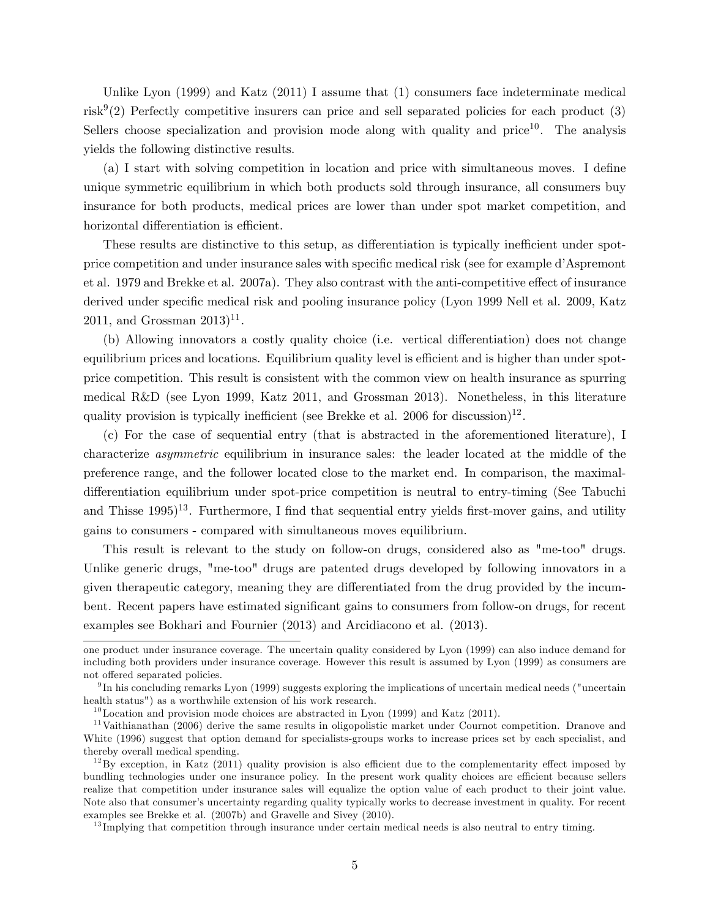Unlike Lyon (1999) and Katz (2011) I assume that (1) consumers face indeterminate medical risk[9](2) Perfectly competitive insurers can price and sell separated policies for each product (3) Sellers choose specialization and provision mode along with quality and price[10]. The analysis yields the following distinctive results.

(a) I start with solving competition in location and price with simultaneous moves. I define unique symmetric equilibrium in which both products sold through insurance, all consumers buy insurance for both products, medical prices are lower than under spot market competition, and horizontal differentiation is efficient.

These results are distinctive to this setup, as differentiation is typically inefficient under spot-price competition and under insurance sales with specific medical risk (see for example d'Aspremont et al. 1979 and Brekke et al. 2007a). They also contrast with the anti-competitive effect of insurance derived under specific medical risk and pooling insurance policy (Lyon 1999 Nell et al. 2009, Katz 2011, and Grossman 2013)[11].

(b) Allowing innovators a costly quality choice (i.e. vertical differentiation) does not change equilibrium prices and locations. Equilibrium quality level is efficient and is higher than under spot-price competition. This result is consistent with the common view on health insurance as spurring medical R&D (see Lyon 1999, Katz 2011, and Grossman 2013). Nonetheless, in this literature quality provision is typically inefficient (see Brekke et al. 2006 for discussion)[12].

(c) For the case of sequential entry (that is abstracted in the aforementioned literature), I characterize *asymmetric* equilibrium in insurance sales: the leader located at the middle of the preference range, and the follower located close to the market end. In comparison, the maximal-differentiation equilibrium under spot-price competition is neutral to entry-timing (See Tabuchi and Thisse 1995)[13]. Furthermore, I find that sequential entry yields first-mover gains, and utility gains to consumers - compared with simultaneous moves equilibrium.

This result is relevant to the study on follow-on drugs, considered also as "me-too" drugs. Unlike generic drugs, "me-too" drugs are patented drugs developed by following innovators in a given therapeutic category, meaning they are differentiated from the drug provided by the incumbent. Recent papers have estimated significant gains to consumers from follow-on drugs, for recent examples see Bokhari and Fournier (2013) and Arcidiacono et al. (2013).

---

one product under insurance coverage. The uncertain quality considered by Lyon (1999) can also induce demand for including both providers under insurance coverage. However this result is assumed by Lyon (1999) as consumers are not offered separated policies.

[9] In his concluding remarks Lyon (1999) suggests exploring the implications of uncertain medical needs ("uncertain health status") as a worthwhile extension of his work research.

[10] Location and provision mode choices are abstracted in Lyon (1999) and Katz (2011).

[11] Vaithianathan (2006) derive the same results in oligopolistic market under Cournot competition. Dranove and White (1996) suggest that option demand for specialists-groups works to increase prices set by each specialist, and thereby overall medical spending.

[12] By exception, in Katz (2011) quality provision is also efficient due to the complementarity effect imposed by bundling technologies under one insurance policy. In the present work quality choices are efficient because sellers realize that competition under insurance sales will equalize the option value of each product to their joint value. Note also that consumer's uncertainty regarding quality typically works to decrease investment in quality. For recent examples see Brekke et al. (2007b) and Gravelle and Sivey (2010).

[13] Implying that competition through insurance under certain medical needs is also neutral to entry timing.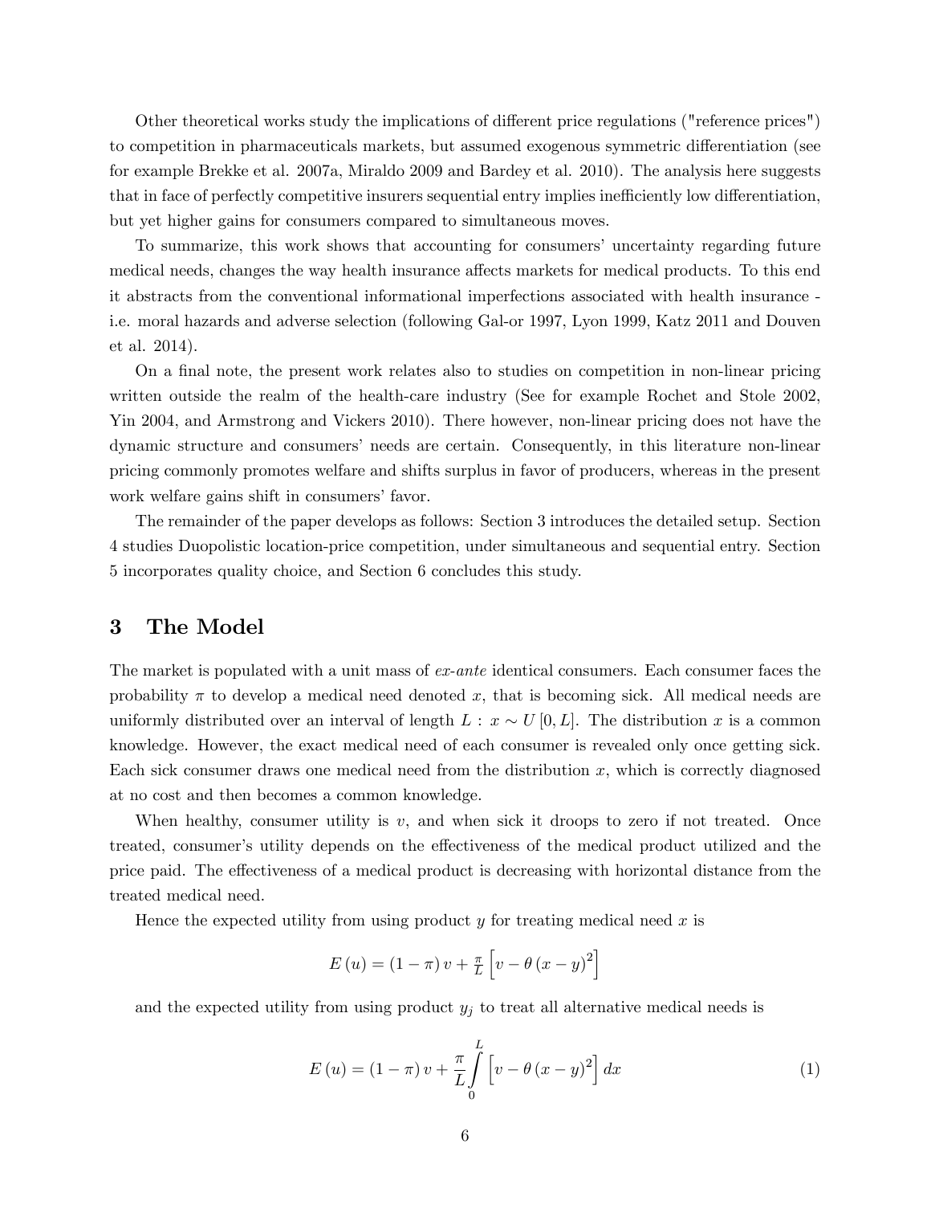Other theoretical works study the implications of different price regulations ("reference prices") to competition in pharmaceuticals markets, but assumed exogenous symmetric differentiation (see for example Brekke et al. 2007a, Miraldo 2009 and Bardey et al. 2010). The analysis here suggests that in face of perfectly competitive insurers sequential entry implies inefficiently low differentiation, but yet higher gains for consumers compared to simultaneous moves.

To summarize, this work shows that accounting for consumers' uncertainty regarding future medical needs, changes the way health insurance affects markets for medical products. To this end it abstracts from the conventional informational imperfections associated with health insurance - i.e. moral hazards and adverse selection (following Gal-or 1997, Lyon 1999, Katz 2011 and Douven et al. 2014).

On a final note, the present work relates also to studies on competition in non-linear pricing written outside the realm of the health-care industry (See for example Rochet and Stole 2002, Yin 2004, and Armstrong and Vickers 2010). There however, non-linear pricing does not have the dynamic structure and consumers' needs are certain. Consequently, in this literature non-linear pricing commonly promotes welfare and shifts surplus in favor of producers, whereas in the present work welfare gains shift in consumers' favor.

The remainder of the paper develops as follows: Section 3 introduces the detailed setup. Section 4 studies Duopolistic location-price competition, under simultaneous and sequential entry. Section 5 incorporates quality choice, and Section 6 concludes this study.

# 3 The Model

The market is populated with a unit mass of *ex-ante* identical consumers. Each consumer faces the probability $\pi$ to develop a medical need denoted $x$, that is becoming sick. All medical needs are uniformly distributed over an interval of length $L : x \sim U[0, L]$. The distribution $x$ is a common knowledge. However, the exact medical need of each consumer is revealed only once getting sick. Each sick consumer draws one medical need from the distribution $x$, which is correctly diagnosed at no cost and then becomes a common knowledge.

When healthy, consumer utility is $v$, and when sick it droops to zero if not treated. Once treated, consumer's utility depends on the effectiveness of the medical product utilized and the price paid. The effectiveness of a medical product is decreasing with horizontal distance from the treated medical need.

Hence the expected utility from using product $y$ for treating medical need $x$ is

$$E(u) = (1 - \pi) v + \tfrac{\pi}{L} \left[ v - \theta (x - y)^2 \right]$$

and the expected utility from using product $y_j$ to treat all alternative medical needs is

$$E(u) = (1 - \pi) v + \frac{\pi}{L} \int_0^L \left[ v - \theta (x - y)^2 \right] dx \tag{1}$$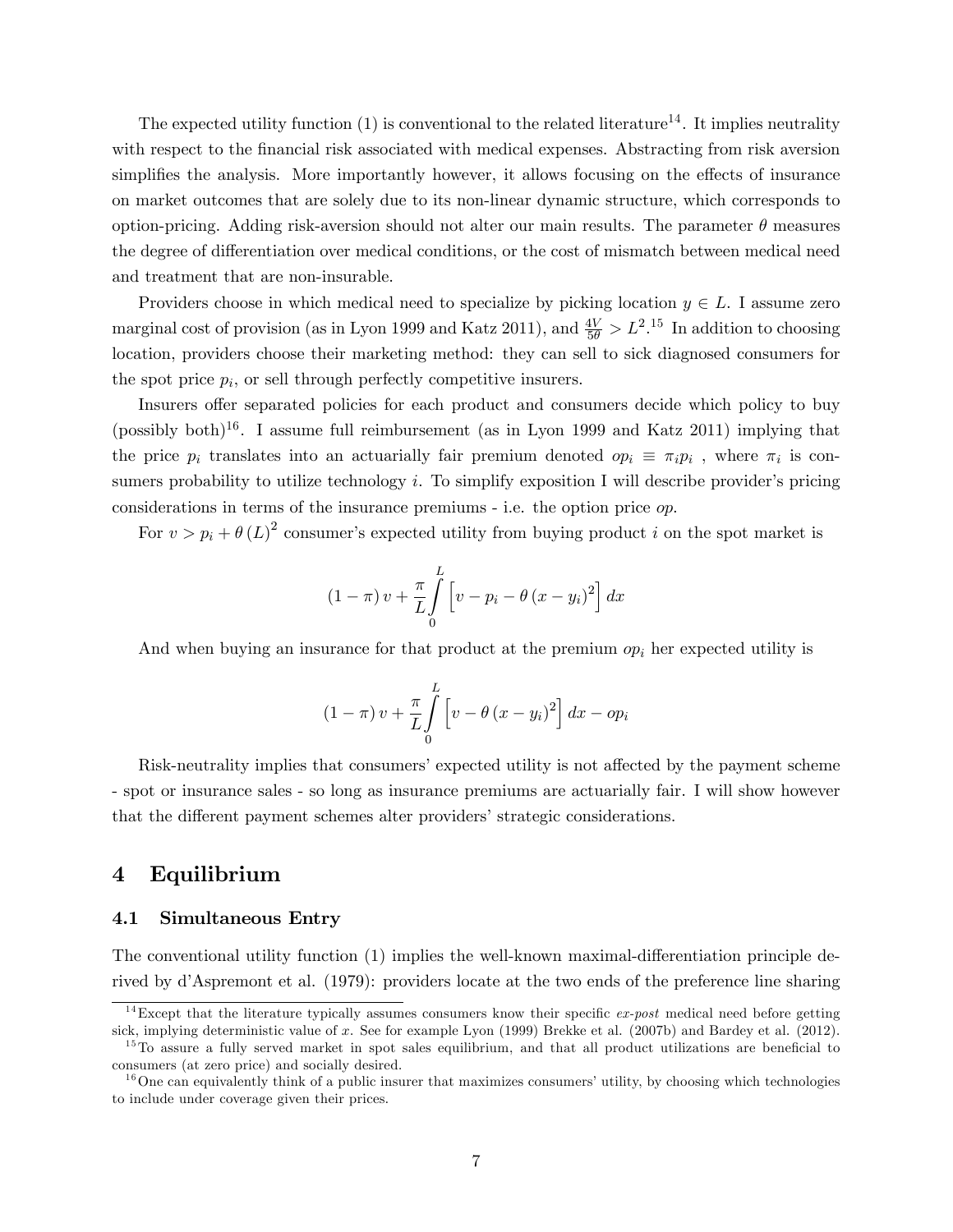The expected utility function (1) is conventional to the related literature[14]. It implies neutrality with respect to the financial risk associated with medical expenses. Abstracting from risk aversion simplifies the analysis. More importantly however, it allows focusing on the effects of insurance on market outcomes that are solely due to its non-linear dynamic structure, which corresponds to option-pricing. Adding risk-aversion should not alter our main results. The parameter $\theta$ measures the degree of differentiation over medical conditions, or the cost of mismatch between medical need and treatment that are non-insurable.

Providers choose in which medical need to specialize by picking location $y \in L$. I assume zero marginal cost of provision (as in Lyon 1999 and Katz 2011), and $\frac{4V}{5\theta} > L^2$.[15] In addition to choosing location, providers choose their marketing method: they can sell to sick diagnosed consumers for the spot price $p_i$, or sell through perfectly competitive insurers.

Insurers offer separated policies for each product and consumers decide which policy to buy (possibly both)[16]. I assume full reimbursement (as in Lyon 1999 and Katz 2011) implying that the price $p_i$ translates into an actuarially fair premium denoted $op_i \equiv \pi_i p_i$ , where $\pi_i$ is consumers probability to utilize technology $i$. To simplify exposition I will describe provider's pricing considerations in terms of the insurance premiums - i.e. the option price *op*.

For $v > p_i + \theta (L)^2$ consumer's expected utility from buying product $i$ on the spot market is

$$(1-\pi)\,v + \frac{\pi}{L}\int_0^L \left[v - p_i - \theta\,(x - y_i)^2\right] dx$$

And when buying an insurance for that product at the premium $op_i$ her expected utility is

$$(1-\pi)\,v + \frac{\pi}{L}\int_0^L \left[v - \theta\,(x - y_i)^2\right] dx - op_i$$

Risk-neutrality implies that consumers' expected utility is not affected by the payment scheme - spot or insurance sales - so long as insurance premiums are actuarially fair. I will show however that the different payment schemes alter providers' strategic considerations.

## 4 Equilibrium

### 4.1 Simultaneous Entry

The conventional utility function (1) implies the well-known maximal-differentiation principle derived by d'Aspremont et al. (1979): providers locate at the two ends of the preference line sharing

---

[14] Except that the literature typically assumes consumers know their specific *ex-post* medical need before getting sick, implying deterministic value of $x$. See for example Lyon (1999) Brekke et al. (2007b) and Bardey et al. (2012).

[15] To assure a fully served market in spot sales equilibrium, and that all product utilizations are beneficial to consumers (at zero price) and socially desired.

[16] One can equivalently think of a public insurer that maximizes consumers' utility, by choosing which technologies to include under coverage given their prices.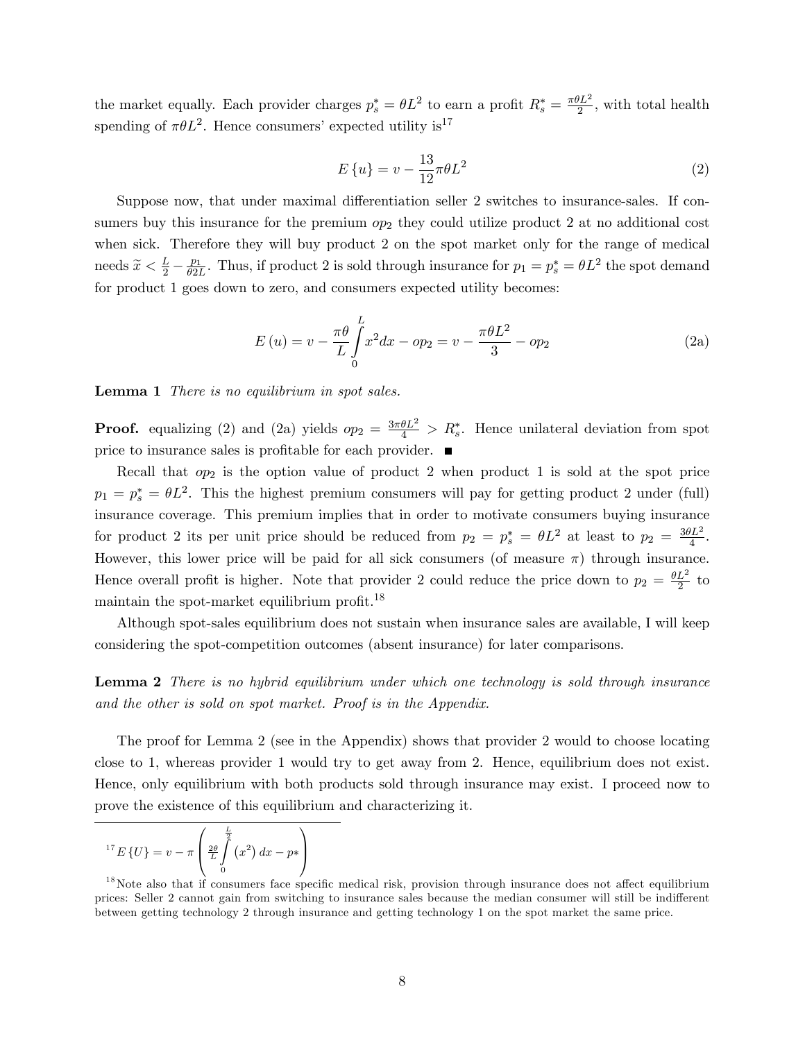the market equally. Each provider charges $p_s^* = \theta L^2$ to earn a profit $R_s^* = \frac{\pi\theta L^2}{2}$, with total health spending of $\pi\theta L^2$. Hence consumers' expected utility is[17]

$$E\{u\} = v - \frac{13}{12}\pi\theta L^2 \tag{2}$$

Suppose now, that under maximal differentiation seller 2 switches to insurance-sales. If consumers buy this insurance for the premium $op_2$ they could utilize product 2 at no additional cost when sick. Therefore they will buy product 2 on the spot market only for the range of medical needs $\widetilde{x} < \frac{L}{2} - \frac{p_1}{\theta 2L}$. Thus, if product 2 is sold through insurance for $p_1 = p_s^* = \theta L^2$ the spot demand for product 1 goes down to zero, and consumers expected utility becomes:

$$E(u) = v - \frac{\pi\theta}{L}\int_0^L x^2 dx - op_2 = v - \frac{\pi\theta L^2}{3} - op_2 \tag{2a}$$

**Lemma 1** *There is no equilibrium in spot sales.*

**Proof.** equalizing (2) and (2a) yields $op_2 = \frac{3\pi\theta L^2}{4} > R_s^*$. Hence unilateral deviation from spot price to insurance sales is profitable for each provider. ■

Recall that $op_2$ is the option value of product 2 when product 1 is sold at the spot price $p_1 = p_s^* = \theta L^2$. This the highest premium consumers will pay for getting product 2 under (full) insurance coverage. This premium implies that in order to motivate consumers buying insurance for product 2 its per unit price should be reduced from $p_2 = p_s^* = \theta L^2$ at least to $p_2 = \frac{3\theta L^2}{4}$. However, this lower price will be paid for all sick consumers (of measure $\pi$) through insurance. Hence overall profit is higher. Note that provider 2 could reduce the price down to $p_2 = \frac{\theta L^2}{2}$ to maintain the spot-market equilibrium profit.[18]

Although spot-sales equilibrium does not sustain when insurance sales are available, I will keep considering the spot-competition outcomes (absent insurance) for later comparisons.

**Lemma 2** *There is no hybrid equilibrium under which one technology is sold through insurance and the other is sold on spot market. Proof is in the Appendix.*

The proof for Lemma 2 (see in the Appendix) shows that provider 2 would to choose locating close to 1, whereas provider 1 would try to get away from 2. Hence, equilibrium does not exist. Hence, only equilibrium with both products sold through insurance may exist. I proceed now to prove the existence of this equilibrium and characterizing it.

---

[17] $E\{U\} = v - \pi\left(\frac{2\theta}{L}\int_0^{\frac{L}{2}} (x^2)\, dx - p*\right)$

[18] Note also that if consumers face specific medical risk, provision through insurance does not affect equilibrium prices: Seller 2 cannot gain from switching to insurance sales because the median consumer will still be indifferent between getting technology 2 through insurance and getting technology 1 on the spot market the same price.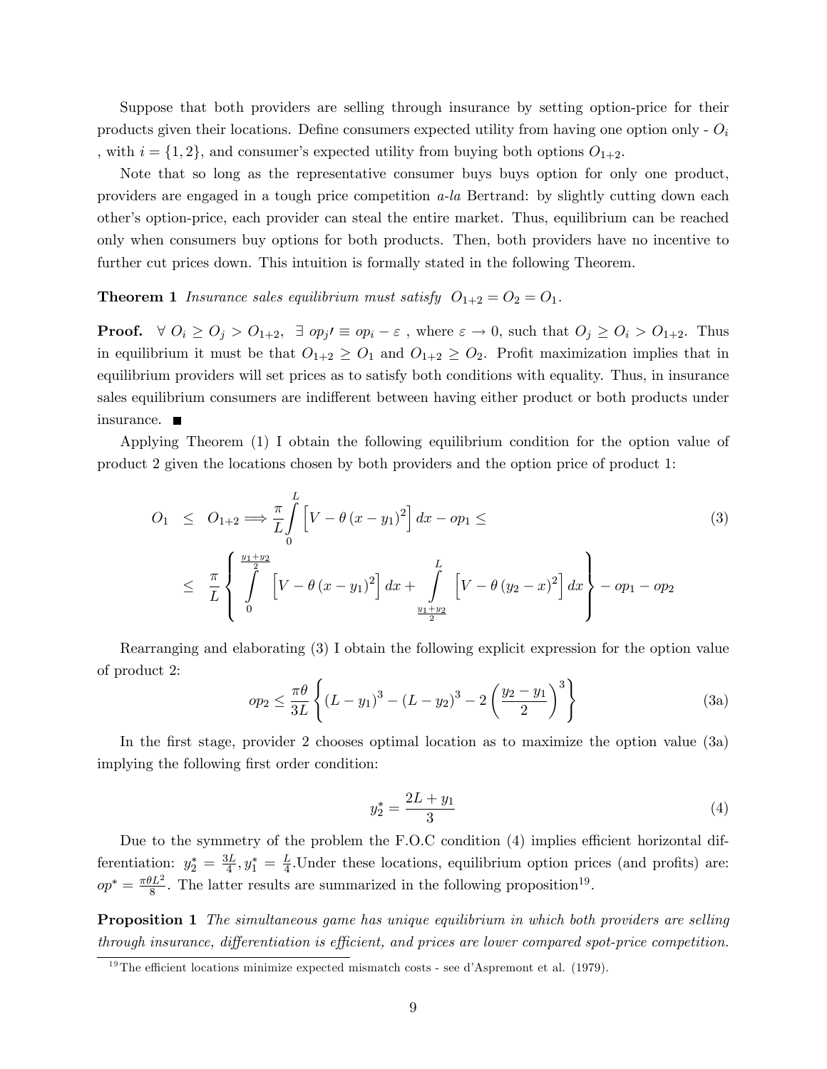Suppose that both providers are selling through insurance by setting option-price for their products given their locations. Define consumers expected utility from having one option only - $O_i$ , with $i = \{1, 2\}$, and consumer's expected utility from buying both options $O_{1+2}$.

Note that so long as the representative consumer buys buys option for only one product, providers are engaged in a tough price competition *a-la* Bertrand: by slightly cutting down each other's option-price, each provider can steal the entire market. Thus, equilibrium can be reached only when consumers buy options for both products. Then, both providers have no incentive to further cut prices down. This intuition is formally stated in the following Theorem.

**Theorem 1** *Insurance sales equilibrium must satisfy* $O_{1+2} = O_2 = O_1$.

**Proof.** $\forall\ O_i \geq O_j > O_{1+2},\ \exists\ op_j\prime \equiv op_i - \varepsilon$ , where $\varepsilon \to 0$, such that $O_j \geq O_i > O_{1+2}$. Thus in equilibrium it must be that $O_{1+2} \geq O_1$ and $O_{1+2} \geq O_2$. Profit maximization implies that in equilibrium providers will set prices as to satisfy both conditions with equality. Thus, in insurance sales equilibrium consumers are indifferent between having either product or both products under insurance. ■

Applying Theorem (1) I obtain the following equilibrium condition for the option value of product 2 given the locations chosen by both providers and the option price of product 1:

$$
\begin{aligned}
O_1 \ &\leq\ O_{1+2} \Longrightarrow \frac{\pi}{L}\int\limits_0^L \left[V - \theta\left(x - y_1\right)^2\right] dx - op_1 \leq \\
&\leq\ \frac{\pi}{L}\left\{ \int\limits_0^{\frac{y_1+y_2}{2}} \left[V - \theta\left(x - y_1\right)^2\right] dx + \int\limits_{\frac{y_1+y_2}{2}}^{L} \left[V - \theta\left(y_2 - x\right)^2\right] dx \right\} - op_1 - op_2
\end{aligned} \tag{3}
$$

Rearranging and elaborating (3) I obtain the following explicit expression for the option value of product 2:

$$
op_2 \leq \frac{\pi\theta}{3L}\left\{ \left(L - y_1\right)^3 - \left(L - y_2\right)^3 - 2\left(\frac{y_2 - y_1}{2}\right)^3 \right\} \tag{3a}
$$

In the first stage, provider 2 chooses optimal location as to maximize the option value (3a) implying the following first order condition:

$$
y_2^* = \frac{2L + y_1}{3} \tag{4}
$$

Due to the symmetry of the problem the F.O.C condition (4) implies efficient horizontal differentiation: $y_2^* = \frac{3L}{4}, y_1^* = \frac{L}{4}$.Under these locations, equilibrium option prices (and profits) are: $op^* = \frac{\pi\theta L^2}{8}$. The latter results are summarized in the following proposition[19].

**Proposition 1** *The simultaneous game has unique equilibrium in which both providers are selling through insurance, differentiation is efficient, and prices are lower compared spot-price competition.*

[19] The efficient locations minimize expected mismatch costs - see d'Aspremont et al. (1979).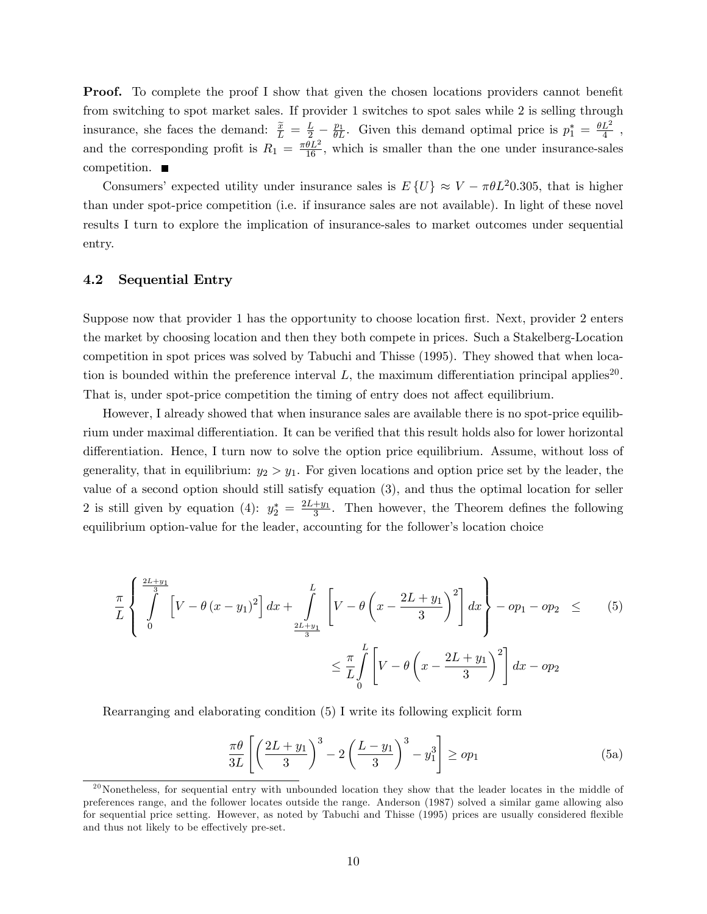**Proof.** To complete the proof I show that given the chosen locations providers cannot benefit from switching to spot market sales. If provider 1 switches to spot sales while 2 is selling through insurance, she faces the demand: $\frac{\widetilde{x}}{L} = \frac{L}{2} - \frac{p_1}{\theta L}$. Given this demand optimal price is $p_1^* = \frac{\theta L^2}{4}$, and the corresponding profit is $R_1 = \frac{\pi \theta L^2}{16}$, which is smaller than the one under insurance-sales competition. ■

Consumers' expected utility under insurance sales is $E\{U\} \approx V - \pi\theta L^2 0.305$, that is higher than under spot-price competition (i.e. if insurance sales are not available). In light of these novel results I turn to explore the implication of insurance-sales to market outcomes under sequential entry.

### 4.2 Sequential Entry

Suppose now that provider 1 has the opportunity to choose location first. Next, provider 2 enters the market by choosing location and then they both compete in prices. Such a Stakelberg-Location competition in spot prices was solved by Tabuchi and Thisse (1995). They showed that when location is bounded within the preference interval $L$, the maximum differentiation principal applies[20]. That is, under spot-price competition the timing of entry does not affect equilibrium.

However, I already showed that when insurance sales are available there is no spot-price equilibrium under maximal differentiation. It can be verified that this result holds also for lower horizontal differentiation. Hence, I turn now to solve the option price equilibrium. Assume, without loss of generality, that in equilibrium: $y_2 > y_1$. For given locations and option price set by the leader, the value of a second option should still satisfy equation (3), and thus the optimal location for seller 2 is still given by equation (4): $y_2^* = \frac{2L+y_1}{3}$. Then however, the Theorem defines the following equilibrium option-value for the leader, accounting for the follower's location choice

$$\frac{\pi}{L}\left\{\int_0^{\frac{2L+y_1}{3}}\left[V-\theta\left(x-y_1\right)^2\right]dx+\int_{\frac{2L+y_1}{3}}^{L}\left[V-\theta\left(x-\frac{2L+y_1}{3}\right)^2\right]dx\right\}-op_1-op_2 \leq \tag{5}$$

$$\leq \frac{\pi}{L}\int_0^L\left[V-\theta\left(x-\frac{2L+y_1}{3}\right)^2\right]dx-op_2$$

Rearranging and elaborating condition (5) I write its following explicit form

$$\frac{\pi\theta}{3L}\left[\left(\frac{2L+y_1}{3}\right)^3-2\left(\frac{L-y_1}{3}\right)^3-y_1^3\right]\geq op_1 \tag{5a}$$

[20] Nonetheless, for sequential entry with unbounded location they show that the leader locates in the middle of preferences range, and the follower locates outside the range. Anderson (1987) solved a similar game allowing also for sequential price setting. However, as noted by Tabuchi and Thisse (1995) prices are usually considered flexible and thus not likely to be effectively pre-set.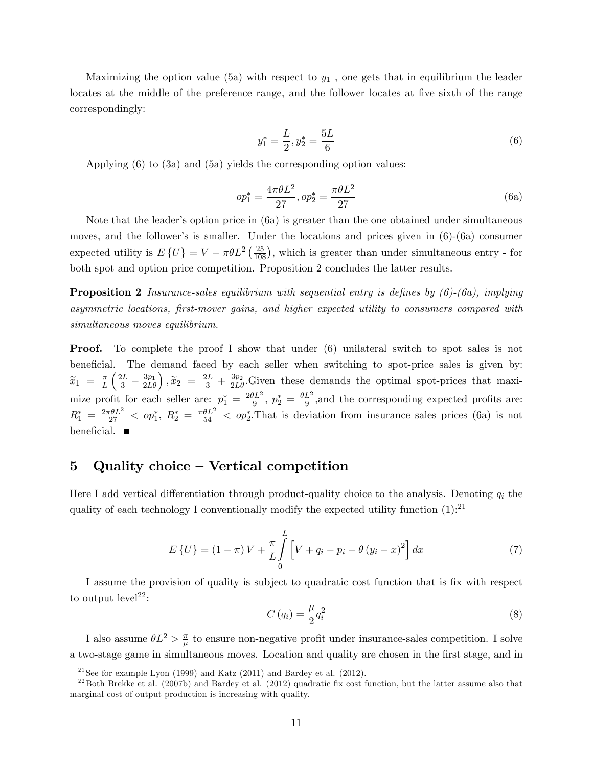Maximizing the option value (5a) with respect to $y_1$ , one gets that in equilibrium the leader locates at the middle of the preference range, and the follower locates at five sixth of the range correspondingly:

$$y_1^* = \frac{L}{2}, y_2^* = \frac{5L}{6} \tag{6}$$

Applying (6) to (3a) and (5a) yields the corresponding option values:

$$op_1^* = \frac{4\pi\theta L^2}{27}, op_2^* = \frac{\pi\theta L^2}{27} \tag{6a}$$

Note that the leader's option price in (6a) is greater than the one obtained under simultaneous moves, and the follower's is smaller. Under the locations and prices given in (6)-(6a) consumer expected utility is $E\{U\} = V - \pi\theta L^2 \left(\frac{25}{108}\right)$, which is greater than under simultaneous entry - for both spot and option price competition. Proposition 2 concludes the latter results.

**Proposition 2** *Insurance-sales equilibrium with sequential entry is defines by (6)-(6a), implying asymmetric locations, first-mover gains, and higher expected utility to consumers compared with simultaneous moves equilibrium.*

**Proof.** To complete the proof I show that under (6) unilateral switch to spot sales is not beneficial. The demand faced by each seller when switching to spot-price sales is given by: $\widetilde{x}_1 = \frac{\pi}{L}\left(\frac{2L}{3} - \frac{3p_1}{2L\theta}\right), \widetilde{x}_2 = \frac{2L}{3} + \frac{3p_2}{2L\theta}$.Given these demands the optimal spot-prices that maximize profit for each seller are: $p_1^* = \frac{2\theta L^2}{9}$, $p_2^* = \frac{\theta L^2}{9}$,and the corresponding expected profits are: $R_1^* = \frac{2\pi\theta L^2}{27} < op_1^*$, $R_2^* = \frac{\pi\theta L^2}{54} < op_2^*$.That is deviation from insurance sales prices (6a) is not beneficial. ∎

## 5 Quality choice – Vertical competition

Here I add vertical differentiation through product-quality choice to the analysis. Denoting $q_i$ the quality of each technology I conventionally modify the expected utility function (1):[21]

$$E\{U\} = (1-\pi)V + \frac{\pi}{L}\int_0^L \left[V + q_i - p_i - \theta(y_i - x)^2\right]dx \tag{7}$$

I assume the provision of quality is subject to quadratic cost function that is fix with respect to output level[22]:

$$C(q_i) = \frac{\mu}{2}q_i^2 \tag{8}$$

I also assume $\theta L^2 > \frac{\pi}{\mu}$ to ensure non-negative profit under insurance-sales competition. I solve a two-stage game in simultaneous moves. Location and quality are chosen in the first stage, and in

[21] See for example Lyon (1999) and Katz (2011) and Bardey et al. (2012).

[22] Both Brekke et al. (2007b) and Bardey et al. (2012) quadratic fix cost function, but the latter assume also that marginal cost of output production is increasing with quality.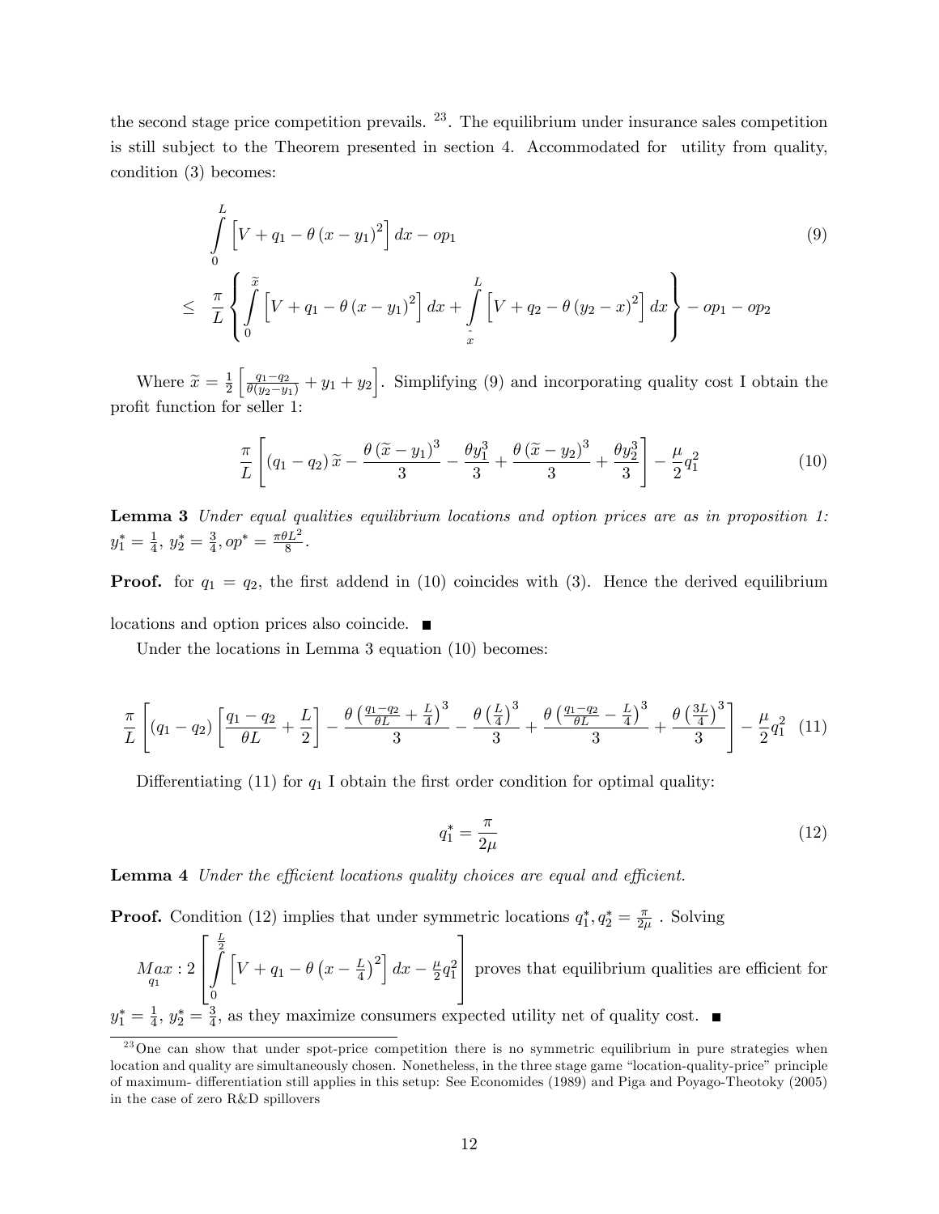the second stage price competition prevails. [23]. The equilibrium under insurance sales competition is still subject to the Theorem presented in section 4. Accommodated for utility from quality, condition (3) becomes:

$$\int_0^L \left[V + q_1 - \theta (x - y_1)^2\right] dx - op_1 \tag{9}$$

$$\leq \frac{\pi}{L}\left\{\int_0^{\widetilde{x}} \left[V + q_1 - \theta (x - y_1)^2\right] dx + \int_{\tilde{x}}^{L} \left[V + q_2 - \theta (y_2 - x)^2\right] dx\right\} - op_1 - op_2$$

Where $\widetilde{x} = \frac{1}{2}\left[\frac{q_1 - q_2}{\theta(y_2 - y_1)} + y_1 + y_2\right]$. Simplifying (9) and incorporating quality cost I obtain the profit function for seller 1:

$$\frac{\pi}{L}\left[(q_1 - q_2)\widetilde{x} - \frac{\theta (\widetilde{x} - y_1)^3}{3} - \frac{\theta y_1^3}{3} + \frac{\theta (\widetilde{x} - y_2)^3}{3} + \frac{\theta y_2^3}{3}\right] - \frac{\mu}{2}q_1^2 \tag{10}$$

**Lemma 3** *Under equal qualities equilibrium locations and option prices are as in proposition 1: $y_1^* = \frac{1}{4}$, $y_2^* = \frac{3}{4}$, $op^* = \frac{\pi \theta L^2}{8}$.*

**Proof.** for $q_1 = q_2$, the first addend in (10) coincides with (3). Hence the derived equilibrium locations and option prices also coincide. ■

Under the locations in Lemma 3 equation (10) becomes:

$$\frac{\pi}{L}\left[(q_1 - q_2)\left[\frac{q_1 - q_2}{\theta L} + \frac{L}{2}\right] - \frac{\theta\left(\frac{q_1 - q_2}{\theta L} + \frac{L}{4}\right)^3}{3} - \frac{\theta\left(\frac{L}{4}\right)^3}{3} + \frac{\theta\left(\frac{q_1 - q_2}{\theta L} - \frac{L}{4}\right)^3}{3} + \frac{\theta\left(\frac{3L}{4}\right)^3}{3}\right] - \frac{\mu}{2}q_1^2 \tag{11}$$

Differentiating (11) for $q_1$ I obtain the first order condition for optimal quality:

$$q_1^* = \frac{\pi}{2\mu} \tag{12}$$

**Lemma 4** *Under the efficient locations quality choices are equal and efficient.*

**Proof.** Condition (12) implies that under symmetric locations $q_1^*, q_2^* = \frac{\pi}{2\mu}$ . Solving $\underset{q_1}{Max} : 2\left[\int_0^{\frac{L}{2}} \left[V + q_1 - \theta\left(x - \frac{L}{4}\right)^2\right] dx - \frac{\mu}{2}q_1^2\right]$ proves that equilibrium qualities are efficient for $y_1^* = \frac{1}{4}$, $y_2^* = \frac{3}{4}$, as they maximize consumers expected utility net of quality cost. ■

[23] One can show that under spot-price competition there is no symmetric equilibrium in pure strategies when location and quality are simultaneously chosen. Nonetheless, in the three stage game "location-quality-price" principle of maximum- differentiation still applies in this setup: See Economides (1989) and Piga and Poyago-Theotoky (2005) in the case of zero R&D spillovers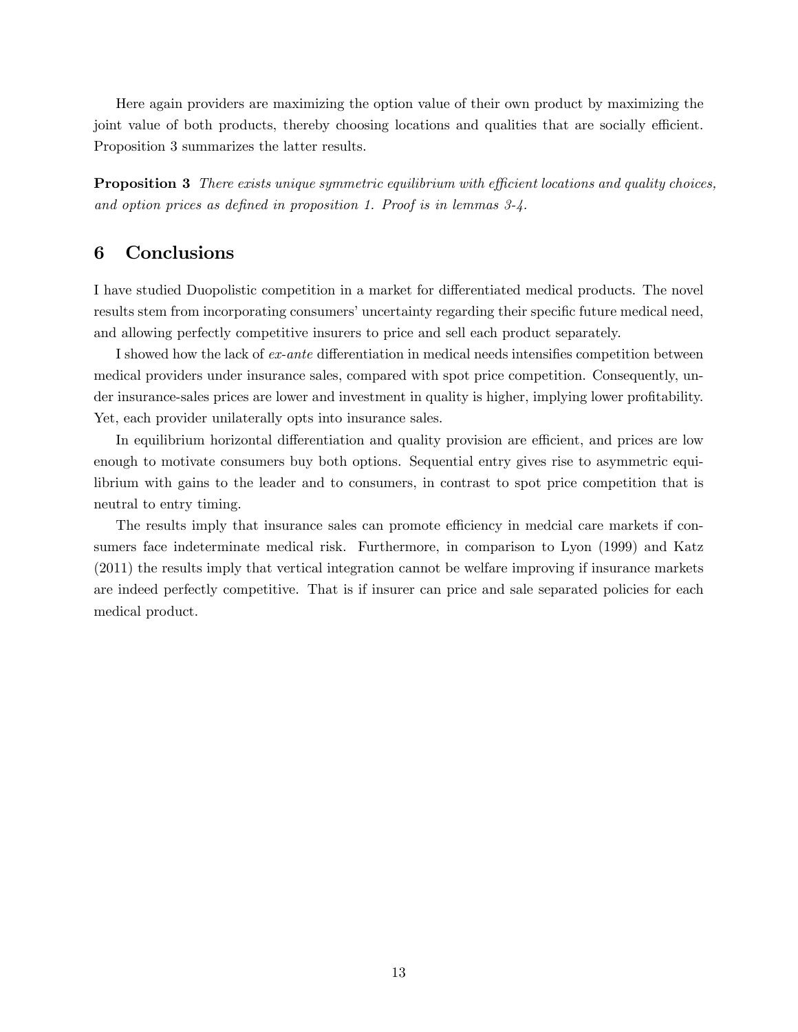Here again providers are maximizing the option value of their own product by maximizing the joint value of both products, thereby choosing locations and qualities that are socially efficient. Proposition 3 summarizes the latter results.

**Proposition 3** *There exists unique symmetric equilibrium with efficient locations and quality choices, and option prices as defined in proposition 1. Proof is in lemmas 3-4.*

## 6 Conclusions

I have studied Duopolistic competition in a market for differentiated medical products. The novel results stem from incorporating consumers' uncertainty regarding their specific future medical need, and allowing perfectly competitive insurers to price and sell each product separately.

I showed how the lack of *ex-ante* differentiation in medical needs intensifies competition between medical providers under insurance sales, compared with spot price competition. Consequently, under insurance-sales prices are lower and investment in quality is higher, implying lower profitability. Yet, each provider unilaterally opts into insurance sales.

In equilibrium horizontal differentiation and quality provision are efficient, and prices are low enough to motivate consumers buy both options. Sequential entry gives rise to asymmetric equilibrium with gains to the leader and to consumers, in contrast to spot price competition that is neutral to entry timing.

The results imply that insurance sales can promote efficiency in medcial care markets if consumers face indeterminate medical risk. Furthermore, in comparison to Lyon (1999) and Katz (2011) the results imply that vertical integration cannot be welfare improving if insurance markets are indeed perfectly competitive. That is if insurer can price and sale separated policies for each medical product.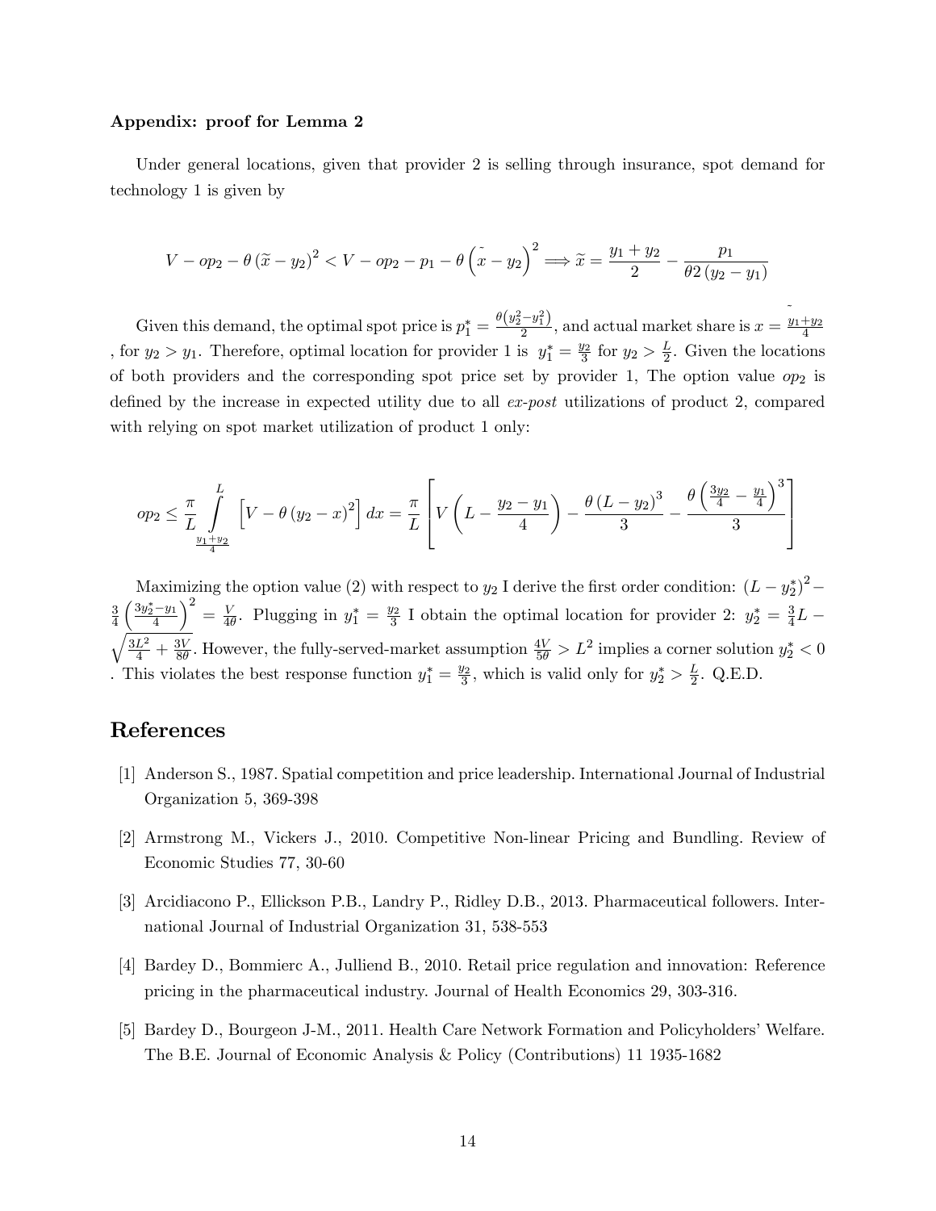**Appendix: proof for Lemma 2**

Under general locations, given that provider 2 is selling through insurance, spot demand for technology 1 is given by

$$V - op_2 - \theta\left(\widetilde{x} - y_2\right)^2 < V - op_2 - p_1 - \theta\left(\tilde{x} - y_2\right)^2 \Longrightarrow \widetilde{x} = \frac{y_1 + y_2}{2} - \frac{p_1}{\theta 2\left(y_2 - y_1\right)}$$

Given this demand, the optimal spot price is $p_1^* = \frac{\theta\left(y_2^2 - y_1^2\right)}{2}$, and actual market share is $\tilde{x} = \frac{y_1 + y_2}{4}$, for $y_2 > y_1$. Therefore, optimal location for provider 1 is $y_1^* = \frac{y_2}{3}$ for $y_2 > \frac{L}{2}$. Given the locations of both providers and the corresponding spot price set by provider 1, The option value $op_2$ is defined by the increase in expected utility due to all *ex-post* utilizations of product 2, compared with relying on spot market utilization of product 1 only:

$$op_2 \leq \frac{\pi}{L} \int\limits_{\frac{y_1 + y_2}{4}}^{L} \left[V - \theta\left(y_2 - x\right)^2\right] dx = \frac{\pi}{L}\left[V\left(L - \frac{y_2 - y_1}{4}\right) - \frac{\theta\left(L - y_2\right)^3}{3} - \frac{\theta\left(\frac{3y_2}{4} - \frac{y_1}{4}\right)^3}{3}\right]$$

Maximizing the option value (2) with respect to $y_2$ I derive the first order condition: $\left(L - y_2^*\right)^2 - \frac{3}{4}\left(\frac{3y_2^* - y_1}{4}\right)^2 = \frac{V}{4\theta}$. Plugging in $y_1^* = \frac{y_2}{3}$ I obtain the optimal location for provider 2: $y_2^* = \frac{3}{4}L - \sqrt{\frac{3L^2}{4} + \frac{3V}{8\theta}}$. However, the fully-served-market assumption $\frac{4V}{5\theta} > L^2$ implies a corner solution $y_2^* < 0$. This violates the best response function $y_1^* = \frac{y_2}{3}$, which is valid only for $y_2^* > \frac{L}{2}$. Q.E.D.

## References

[1] Anderson S., 1987. Spatial competition and price leadership. International Journal of Industrial Organization 5, 369-398

[2] Armstrong M., Vickers J., 2010. Competitive Non-linear Pricing and Bundling. Review of Economic Studies 77, 30-60

[3] Arcidiacono P., Ellickson P.B., Landry P., Ridley D.B., 2013. Pharmaceutical followers. International Journal of Industrial Organization 31, 538-553

[4] Bardey D., Bommierc A., Julliend B., 2010. Retail price regulation and innovation: Reference pricing in the pharmaceutical industry. Journal of Health Economics 29, 303-316.

[5] Bardey D., Bourgeon J-M., 2011. Health Care Network Formation and Policyholders' Welfare. The B.E. Journal of Economic Analysis & Policy (Contributions) 11 1935-1682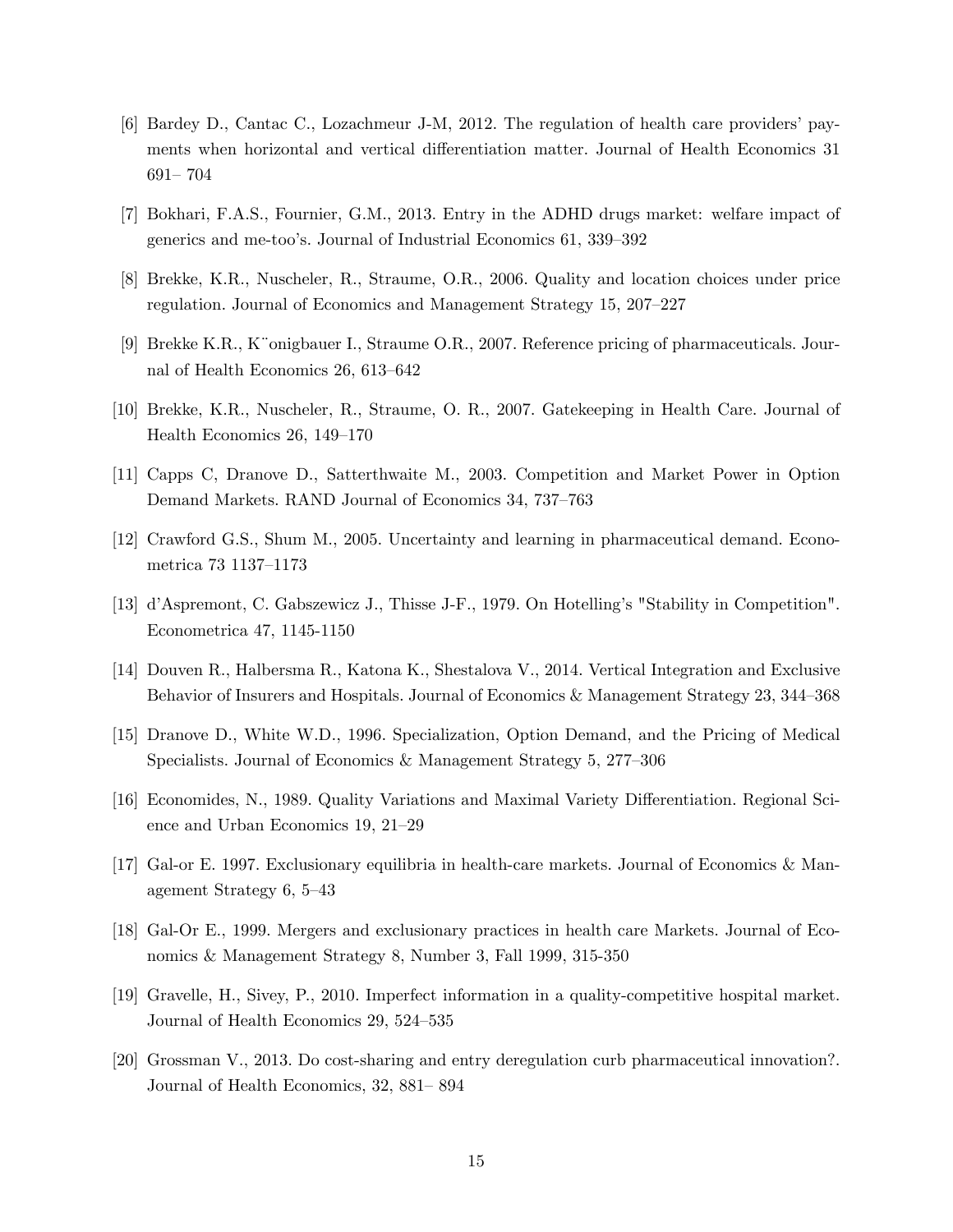[6] Bardey D., Cantac C., Lozachmeur J-M, 2012. The regulation of health care providers' payments when horizontal and vertical differentiation matter. Journal of Health Economics 31 691– 704

[7] Bokhari, F.A.S., Fournier, G.M., 2013. Entry in the ADHD drugs market: welfare impact of generics and me-too's. Journal of Industrial Economics 61, 339–392

[8] Brekke, K.R., Nuscheler, R., Straume, O.R., 2006. Quality and location choices under price regulation. Journal of Economics and Management Strategy 15, 207–227

[9] Brekke K.R., K¨onigbauer I., Straume O.R., 2007. Reference pricing of pharmaceuticals. Journal of Health Economics 26, 613–642

[10] Brekke, K.R., Nuscheler, R., Straume, O. R., 2007. Gatekeeping in Health Care. Journal of Health Economics 26, 149–170

[11] Capps C, Dranove D., Satterthwaite M., 2003. Competition and Market Power in Option Demand Markets. RAND Journal of Economics 34, 737–763

[12] Crawford G.S., Shum M., 2005. Uncertainty and learning in pharmaceutical demand. Econometrica 73 1137–1173

[13] d'Aspremont, C. Gabszewicz J., Thisse J-F., 1979. On Hotelling's "Stability in Competition". Econometrica 47, 1145-1150

[14] Douven R., Halbersma R., Katona K., Shestalova V., 2014. Vertical Integration and Exclusive Behavior of Insurers and Hospitals. Journal of Economics & Management Strategy 23, 344–368

[15] Dranove D., White W.D., 1996. Specialization, Option Demand, and the Pricing of Medical Specialists. Journal of Economics & Management Strategy 5, 277–306

[16] Economides, N., 1989. Quality Variations and Maximal Variety Differentiation. Regional Science and Urban Economics 19, 21–29

[17] Gal-or E. 1997. Exclusionary equilibria in health-care markets. Journal of Economics & Management Strategy 6, 5–43

[18] Gal-Or E., 1999. Mergers and exclusionary practices in health care Markets. Journal of Economics & Management Strategy 8, Number 3, Fall 1999, 315-350

[19] Gravelle, H., Sivey, P., 2010. Imperfect information in a quality-competitive hospital market. Journal of Health Economics 29, 524–535

[20] Grossman V., 2013. Do cost-sharing and entry deregulation curb pharmaceutical innovation?. Journal of Health Economics, 32, 881– 894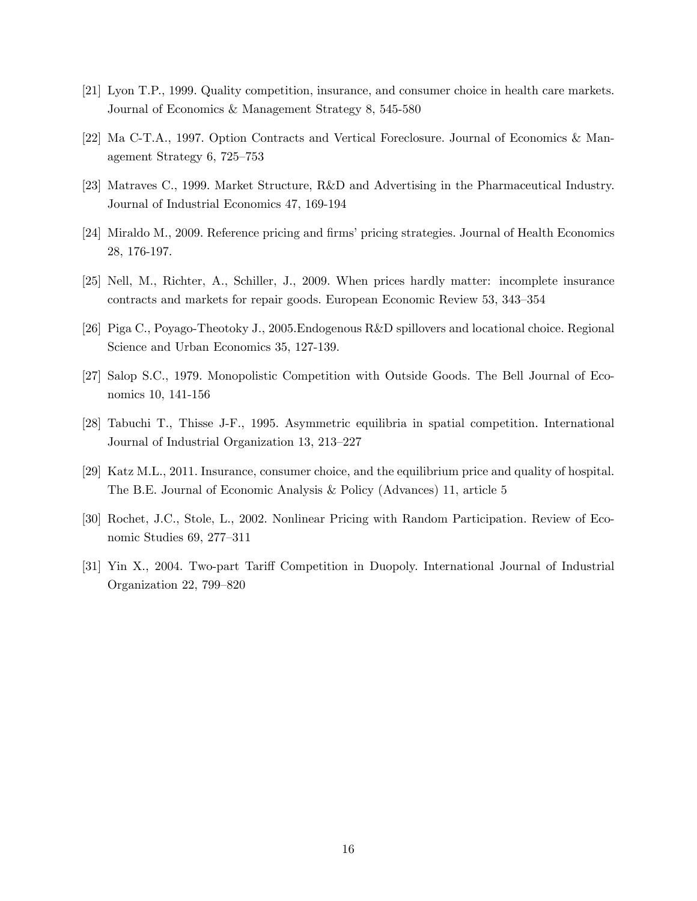[21] Lyon T.P., 1999. Quality competition, insurance, and consumer choice in health care markets. Journal of Economics & Management Strategy 8, 545-580

[22] Ma C-T.A., 1997. Option Contracts and Vertical Foreclosure. Journal of Economics & Management Strategy 6, 725–753

[23] Matraves C., 1999. Market Structure, R&D and Advertising in the Pharmaceutical Industry. Journal of Industrial Economics 47, 169-194

[24] Miraldo M., 2009. Reference pricing and firms' pricing strategies. Journal of Health Economics 28, 176-197.

[25] Nell, M., Richter, A., Schiller, J., 2009. When prices hardly matter: incomplete insurance contracts and markets for repair goods. European Economic Review 53, 343–354

[26] Piga C., Poyago-Theotoky J., 2005.Endogenous R&D spillovers and locational choice. Regional Science and Urban Economics 35, 127-139.

[27] Salop S.C., 1979. Monopolistic Competition with Outside Goods. The Bell Journal of Economics 10, 141-156

[28] Tabuchi T., Thisse J-F., 1995. Asymmetric equilibria in spatial competition. International Journal of Industrial Organization 13, 213–227

[29] Katz M.L., 2011. Insurance, consumer choice, and the equilibrium price and quality of hospital. The B.E. Journal of Economic Analysis & Policy (Advances) 11, article 5

[30] Rochet, J.C., Stole, L., 2002. Nonlinear Pricing with Random Participation. Review of Economic Studies 69, 277–311

[31] Yin X., 2004. Two-part Tariff Competition in Duopoly. International Journal of Industrial Organization 22, 799–820